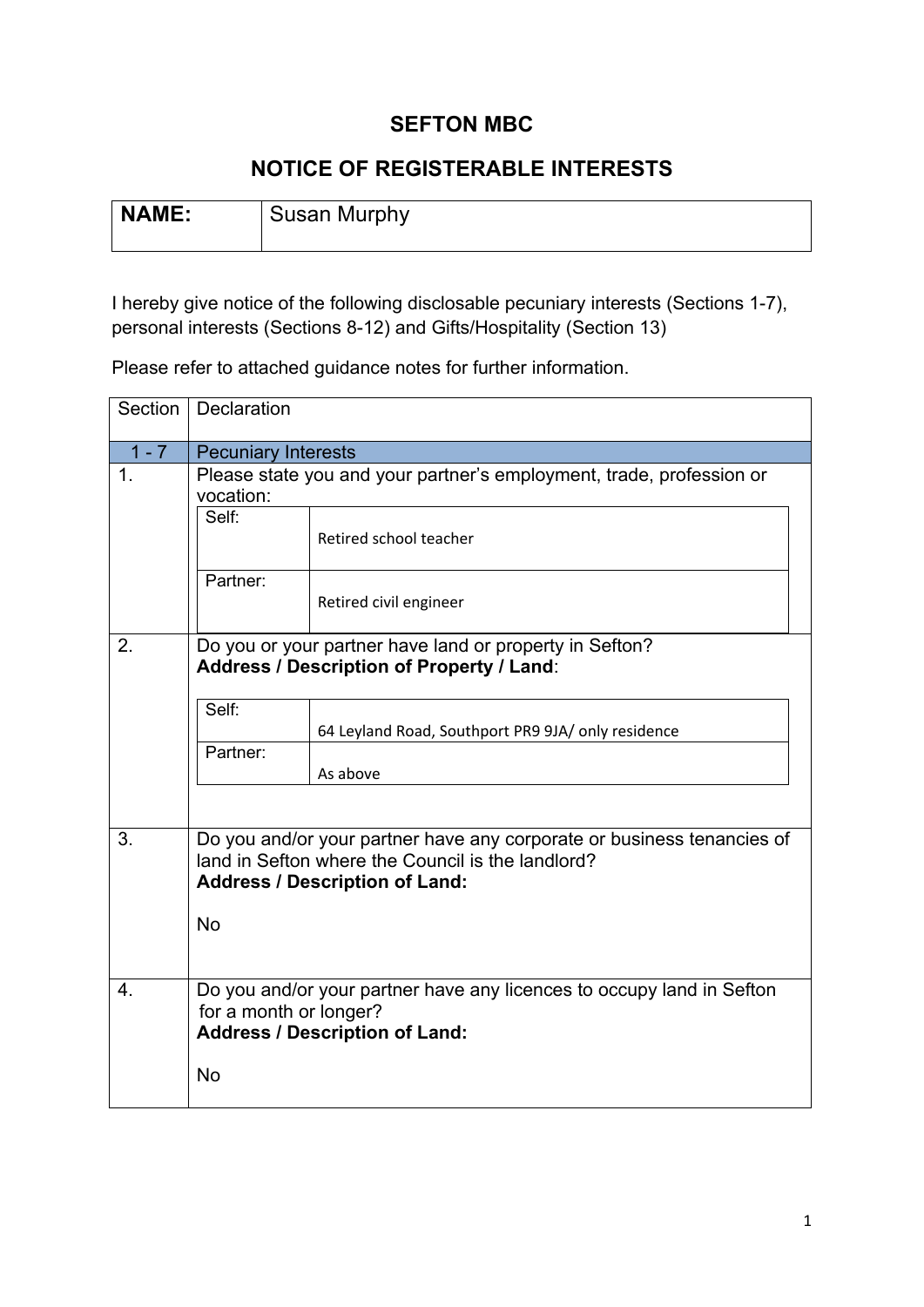# SEFTON MBC

## NOTICE OF REGISTERABLE INTERESTS

| **NAME:** | Susan Murphy |
|---|---|

I hereby give notice of the following disclosable pecuniary interests (Sections 1-7), personal interests (Sections 8-12) and Gifts/Hospitality (Section 13)

Please refer to attached guidance notes for further information.

| Section | Declaration |
|---|---|
| 1 - 7 | Pecuniary Interests |
| 1. | Please state you and your partner's employment, trade, profession or vocation:<br>Self: Retired school teacher<br>Partner: Retired civil engineer |
| 2. | Do you or your partner have land or property in Sefton?<br>**Address / Description of Property / Land**:<br>Self: 64 Leyland Road, Southport PR9 9JA/ only residence<br>Partner: As above |
| 3. | Do you and/or your partner have any corporate or business tenancies of land in Sefton where the Council is the landlord?<br>**Address / Description of Land:**<br>No |
| 4. | Do you and/or your partner have any licences to occupy land in Sefton for a month or longer?<br>**Address / Description of Land:**<br>No |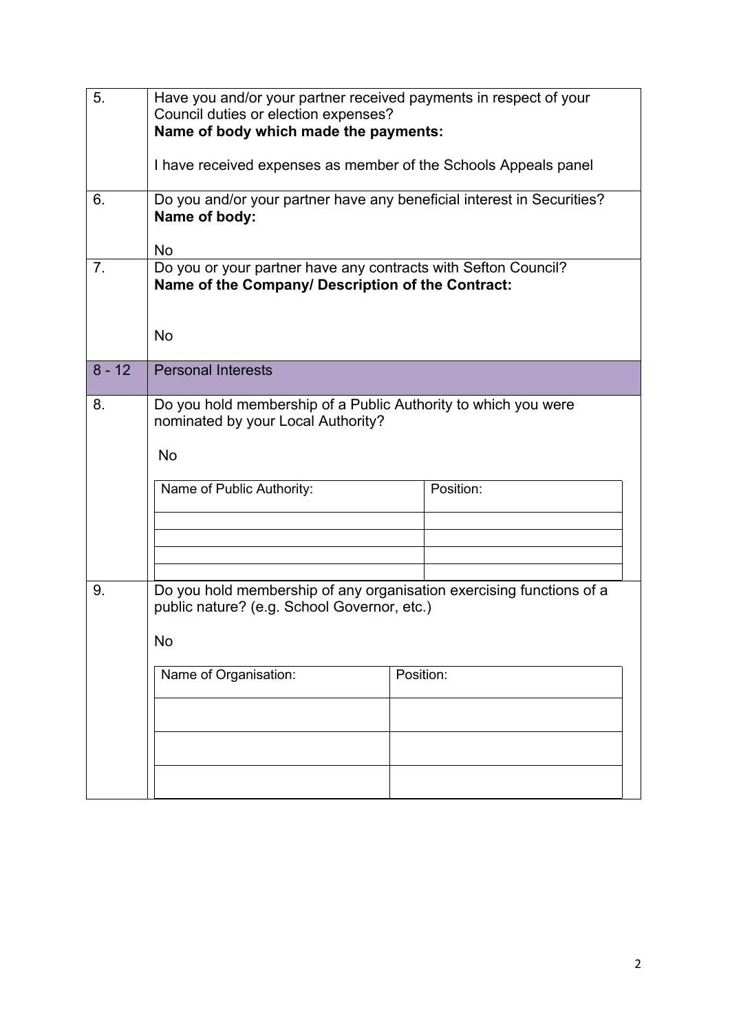| | |
|---|---|
| 5. | Have you and/or your partner received payments in respect of your Council duties or election expenses?<br>**Name of body which made the payments:**<br><br>I have received expenses as member of the Schools Appeals panel |
| 6. | Do you and/or your partner have any beneficial interest in Securities?<br>**Name of body:**<br><br>No |
| 7. | Do you or your partner have any contracts with Sefton Council?<br>**Name of the Company/ Description of the Contract:**<br><br>No |
| 8 - 12 | Personal Interests |
| 8. | Do you hold membership of a Public Authority to which you were nominated by your Local Authority?<br><br>No |
| 9. | Do you hold membership of any organisation exercising functions of a public nature? (e.g. School Governor, etc.)<br><br>No |

Question 8:

| Name of Public Authority: | Position: |
|---|---|
| | |
| | |
| | |
| | |

Question 9:

| Name of Organisation: | Position: |
|---|---|
| | |
| | |
| | |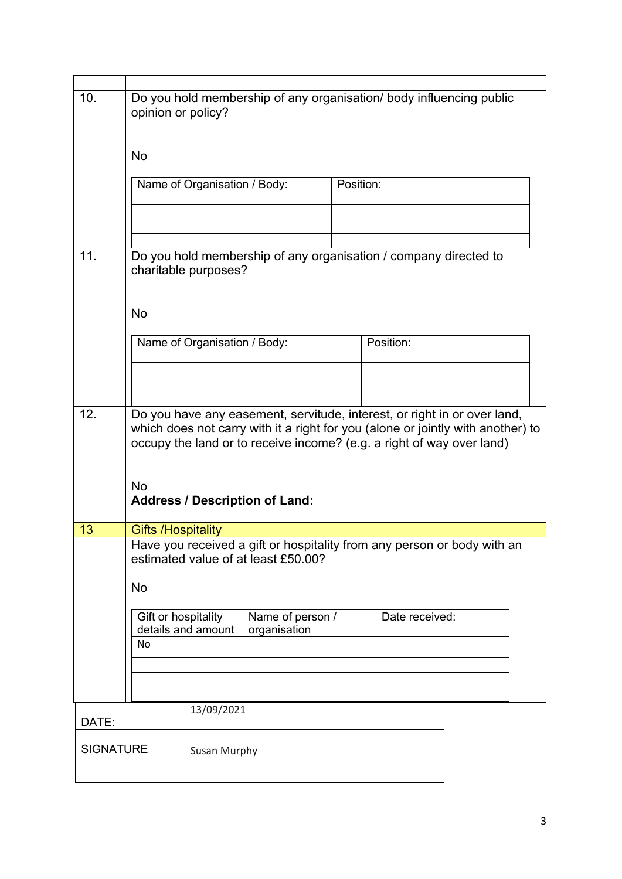10. Do you hold membership of any organisation/ body influencing public opinion or policy?

No

| Name of Organisation / Body: | Position: |
|---|---|
| | |
| | |
| | |

11. Do you hold membership of any organisation / company directed to charitable purposes?

No

| Name of Organisation / Body: | Position: |
|---|---|
| | |
| | |
| | |

12. Do you have any easement, servitude, interest, or right in or over land, which does not carry with it a right for you (alone or jointly with another) to occupy the land or to receive income? (e.g. a right of way over land)

No

**Address / Description of Land:**

13 Gifts /Hospitality

Have you received a gift or hospitality from any person or body with an estimated value of at least £50.00?

No

| Gift or hospitality details and amount | Name of person / organisation | Date received: |
|---|---|---|
| No | | |
| | | |
| | | |
| | | |

| | |
|---|---|
| DATE: | 13/09/2021 |
| SIGNATURE | Susan Murphy |